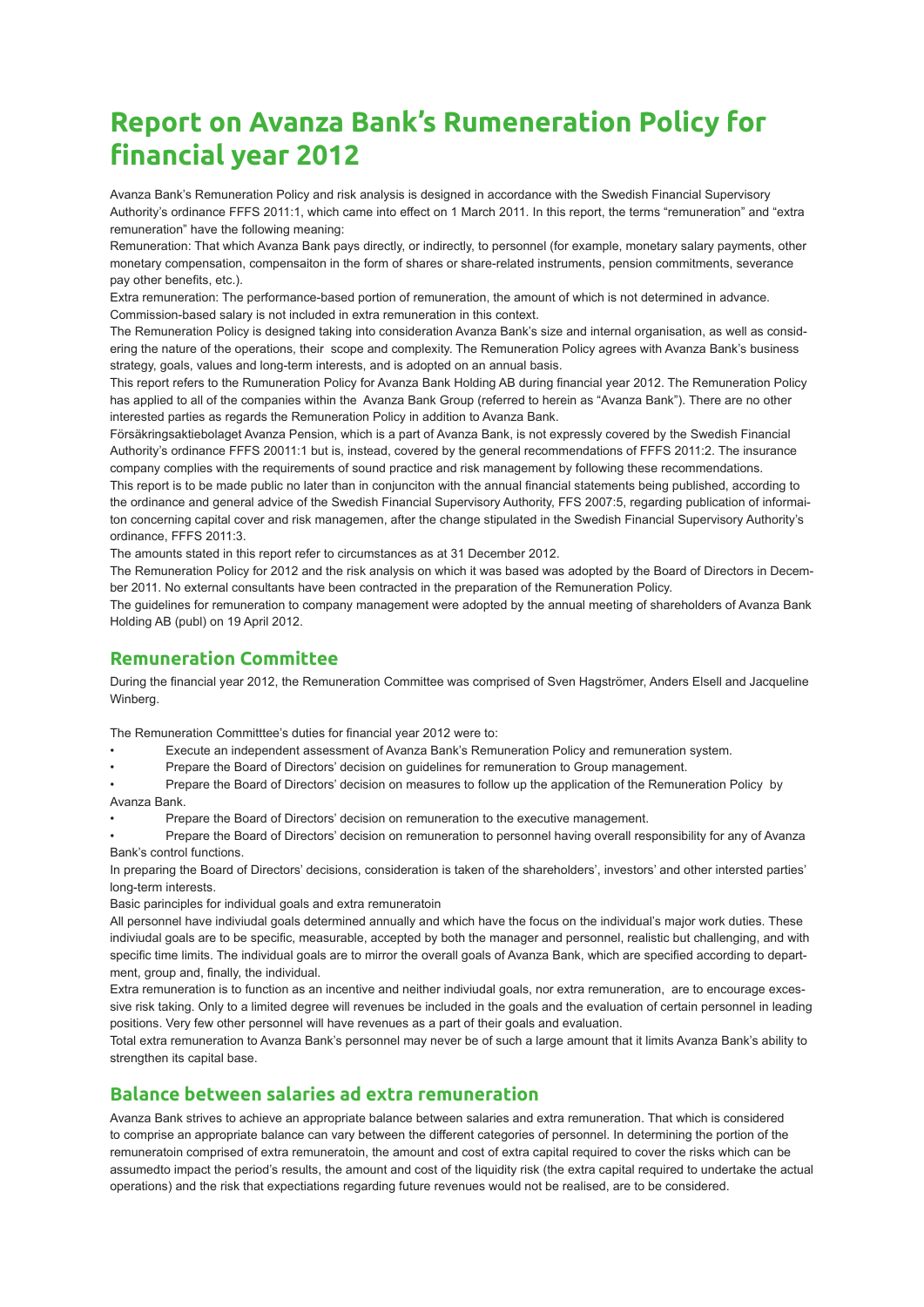# Report on Avanza Bank's Rumeneration Policy for financial year 2012

Avanza Bank's Remuneration Policy and risk analysis is designed in accordance with the Swedish Financial Supervisory Authority's ordinance FFFS 2011:1, which came into effect on 1 March 2011. In this report, the terms "remuneration" and "extra remuneration" have the following meaning:

Remuneration: That which Avanza Bank pays directly, or indirectly, to personnel (for example, monetary salary payments, other monetary compensation, compensaiton in the form of shares or share-related instruments, pension commitments, severance pay other benefits, etc.).

Extra remuneration: The performance-based portion of remuneration, the amount of which is not determined in advance. Commission-based salary is not included in extra remuneration in this context.

The Remuneration Policy is designed taking into consideration Avanza Bank's size and internal organisation, as well as considering the nature of the operations, their scope and complexity. The Remuneration Policy agrees with Avanza Bank's business strategy, goals, values and long-term interests, and is adopted on an annual basis.

This report refers to the Rumuneration Policy for Avanza Bank Holding AB during financial year 2012. The Remuneration Policy has applied to all of the companies within the Avanza Bank Group (referred to herein as "Avanza Bank"). There are no other interested parties as regards the Remuneration Policy in addition to Avanza Bank.

Försäkringsaktiebolaget Avanza Pension, which is a part of Avanza Bank, is not expressly covered by the Swedish Financial Authority's ordinance FFFS 20011:1 but is, instead, covered by the general recommendations of FFFS 2011:2. The insurance company complies with the requirements of sound practice and risk management by following these recommendations.

This report is to be made public no later than in conjunciton with the annual financial statements being published, according to the ordinance and general advice of the Swedish Financial Supervisory Authority, FFS 2007:5, regarding publication of informaiton concerning capital cover and risk managemen, after the change stipulated in the Swedish Financial Supervisory Authority's ordinance, FFFS 2011:3.

The amounts stated in this report refer to circumstances as at 31 December 2012.

The Remuneration Policy for 2012 and the risk analysis on which it was based was adopted by the Board of Directors in December 2011. No external consultants have been contracted in the preparation of the Remuneration Policy.

The guidelines for remuneration to company management were adopted by the annual meeting of shareholders of Avanza Bank Holding AB (publ) on 19 April 2012.

## Remuneration Committee

During the financial year 2012, the Remuneration Committee was comprised of Sven Hagströmer, Anders Elsell and Jacqueline Winberg.

The Remuneration Committtee's duties for financial year 2012 were to:

- Execute an independent assessment of Avanza Bank's Remuneration Policy and remuneration system.
- Prepare the Board of Directors' decision on guidelines for remuneration to Group management.
- Prepare the Board of Directors' decision on measures to follow up the application of the Remuneration Policy by Avanza Bank.
- Prepare the Board of Directors' decision on remuneration to the executive management.
- Prepare the Board of Directors' decision on remuneration to personnel having overall responsibility for any of Avanza Bank's control functions.

In preparing the Board of Directors' decisions, consideration is taken of the shareholders', investors' and other intersted parties' long-term interests.

Basic parinciples for individual goals and extra remuneratoin

All personnel have indiviudal goals determined annually and which have the focus on the individual's major work duties. These indiviudal goals are to be specific, measurable, accepted by both the manager and personnel, realistic but challenging, and with specific time limits. The individual goals are to mirror the overall goals of Avanza Bank, which are specified according to department, group and, finally, the individual.

Extra remuneration is to function as an incentive and neither indiviudal goals, nor extra remuneration, are to encourage excessive risk taking. Only to a limited degree will revenues be included in the goals and the evaluation of certain personnel in leading positions. Very few other personnel will have revenues as a part of their goals and evaluation.

Total extra remuneration to Avanza Bank's personnel may never be of such a large amount that it limits Avanza Bank's ability to strengthen its capital base.

## Balance between salaries ad extra remuneration

Avanza Bank strives to achieve an appropriate balance between salaries and extra remuneration. That which is considered to comprise an appropriate balance can vary between the different categories of personnel. In determining the portion of the remuneratoin comprised of extra remuneratoin, the amount and cost of extra capital required to cover the risks which can be assumedto impact the period's results, the amount and cost of the liquidity risk (the extra capital required to undertake the actual operations) and the risk that expectiations regarding future revenues would not be realised, are to be considered.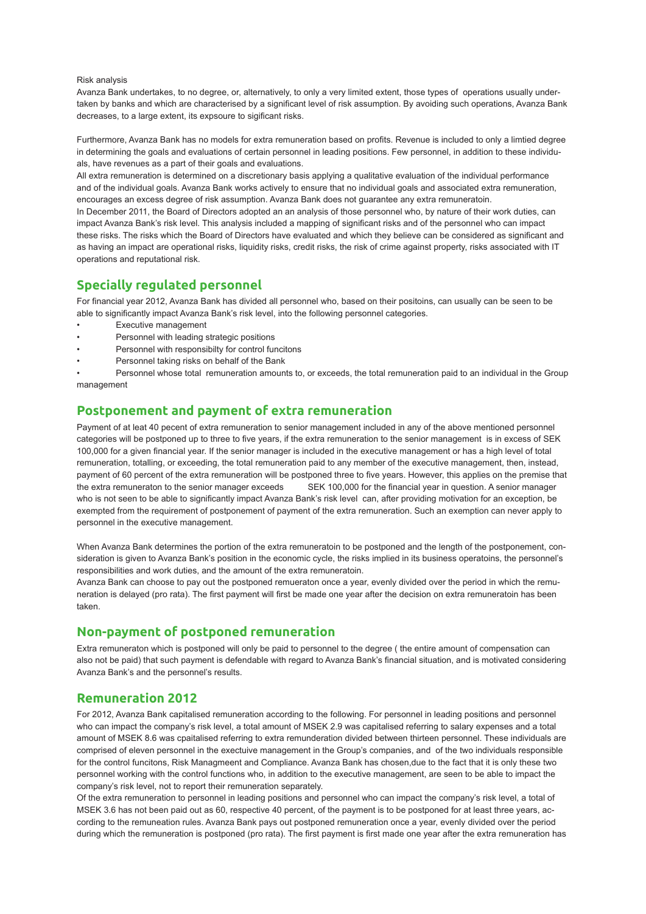Risk analysis

Avanza Bank undertakes, to no degree, or, alternatively, to only a very limited extent, those types of operations usually undertaken by banks and which are characterised by a significant level of risk assumption. By avoiding such operations, Avanza Bank decreases, to a large extent, its expsoure to sigificant risks.

Furthermore, Avanza Bank has no models for extra remuneration based on profits. Revenue is included to only a limtied degree in determining the goals and evaluations of certain personnel in leading positions. Few personnel, in addition to these individuals, have revenues as a part of their goals and evaluations.

All extra remuneration is determined on a discretionary basis applying a qualitative evaluation of the individual performance and of the individual goals. Avanza Bank works actively to ensure that no individual goals and associated extra remuneration, encourages an excess degree of risk assumption. Avanza Bank does not guarantee any extra remuneratoin.

In December 2011, the Board of Directors adopted an an analysis of those personnel who, by nature of their work duties, can impact Avanza Bank's risk level. This analysis included a mapping of significant risks and of the personnel who can impact these risks. The risks which the Board of Directors have evaluated and which they believe can be considered as significant and as having an impact are operational risks, liquidity risks, credit risks, the risk of crime against property, risks associated with IT operations and reputational risk.

## Specially regulated personnel

For financial year 2012, Avanza Bank has divided all personnel who, based on their positoins, can usually can be seen to be able to significantly impact Avanza Bank's risk level, into the following personnel categories.

- Executive management
- Personnel with leading strategic positions
- Personnel with responsibilty for control funcitons
- Personnel taking risks on behalf of the Bank
- Personnel whose total remuneration amounts to, or exceeds, the total remuneration paid to an individual in the Group management

## Postponement and payment of extra remuneration

Payment of at leat 40 pecent of extra remuneration to senior management included in any of the above mentioned personnel categories will be postponed up to three to five years, if the extra remuneration to the senior management is in excess of SEK 100,000 for a given financial year. If the senior manager is included in the executive management or has a high level of total remuneration, totalling, or exceeding, the total remuneration paid to any member of the executive management, then, instead, payment of 60 percent of the extra remuneration will be postponed three to five years. However, this applies on the premise that the extra remuneraton to the senior manager exceeds SEK 100,000 for the financial year in question. A senior manager who is not seen to be able to significantly impact Avanza Bank's risk level can, after providing motivation for an exception, be exempted from the requirement of postponement of payment of the extra remuneration. Such an exemption can never apply to personnel in the executive management.

When Avanza Bank determines the portion of the extra remuneratoin to be postponed and the length of the postponement, consideration is given to Avanza Bank's position in the economic cycle, the risks implied in its business operatoins, the personnel's responsibilities and work duties, and the amount of the extra remuneratoin.

Avanza Bank can choose to pay out the postponed remueraton once a year, evenly divided over the period in which the remuneration is delayed (pro rata). The first payment will first be made one year after the decision on extra remuneratoin has been taken.

## Non-payment of postponed remuneration

Extra remuneraton which is postponed will only be paid to personnel to the degree ( the entire amount of compensation can also not be paid) that such payment is defendable with regard to Avanza Bank's financial situation, and is motivated considering Avanza Bank's and the personnel's results.

## Remuneration 2012

For 2012, Avanza Bank capitalised remuneration according to the following. For personnel in leading positions and personnel who can impact the company's risk level, a total amount of MSEK 2.9 was capitalised referring to salary expenses and a total amount of MSEK 8.6 was cpaitalised referring to extra remunderation divided between thirteen personnel. These individuals are comprised of eleven personnel in the exectuive management in the Group's companies, and of the two individuals responsible for the control funcitons, Risk Managmeent and Compliance. Avanza Bank has chosen,due to the fact that it is only these two personnel working with the control functions who, in addition to the executive management, are seen to be able to impact the company's risk level, not to report their remuneration separately.

Of the extra remuneration to personnel in leading positions and personnel who can impact the company's risk level, a total of MSEK 3.6 has not been paid out as 60, respective 40 percent, of the payment is to be postponed for at least three years, according to the remuneation rules. Avanza Bank pays out postponed remuneration once a year, evenly divided over the period during which the remuneration is postponed (pro rata). The first payment is first made one year after the extra remuneration has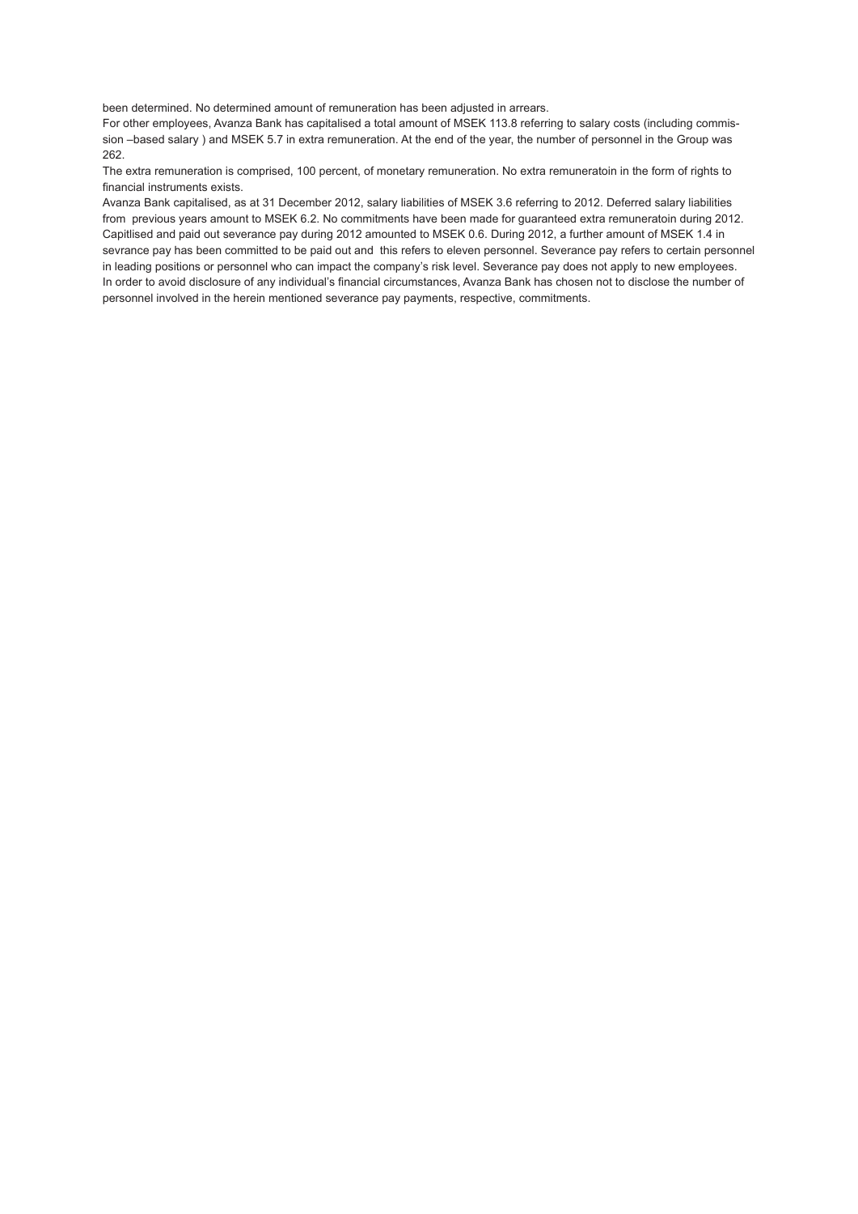been determined. No determined amount of remuneration has been adjusted in arrears.

For other employees, Avanza Bank has capitalised a total amount of MSEK 113.8 referring to salary costs (including commission –based salary ) and MSEK 5.7 in extra remuneration. At the end of the year, the number of personnel in the Group was 262.

The extra remuneration is comprised, 100 percent, of monetary remuneration. No extra remuneratoin in the form of rights to financial instruments exists.

Avanza Bank capitalised, as at 31 December 2012, salary liabilities of MSEK 3.6 referring to 2012. Deferred salary liabilities from previous years amount to MSEK 6.2. No commitments have been made for guaranteed extra remuneratoin during 2012. Capitlised and paid out severance pay during 2012 amounted to MSEK 0.6. During 2012, a further amount of MSEK 1.4 in sevrance pay has been committed to be paid out and this refers to eleven personnel. Severance pay refers to certain personnel in leading positions or personnel who can impact the company's risk level. Severance pay does not apply to new employees. In order to avoid disclosure of any individual's financial circumstances, Avanza Bank has chosen not to disclose the number of personnel involved in the herein mentioned severance pay payments, respective, commitments.